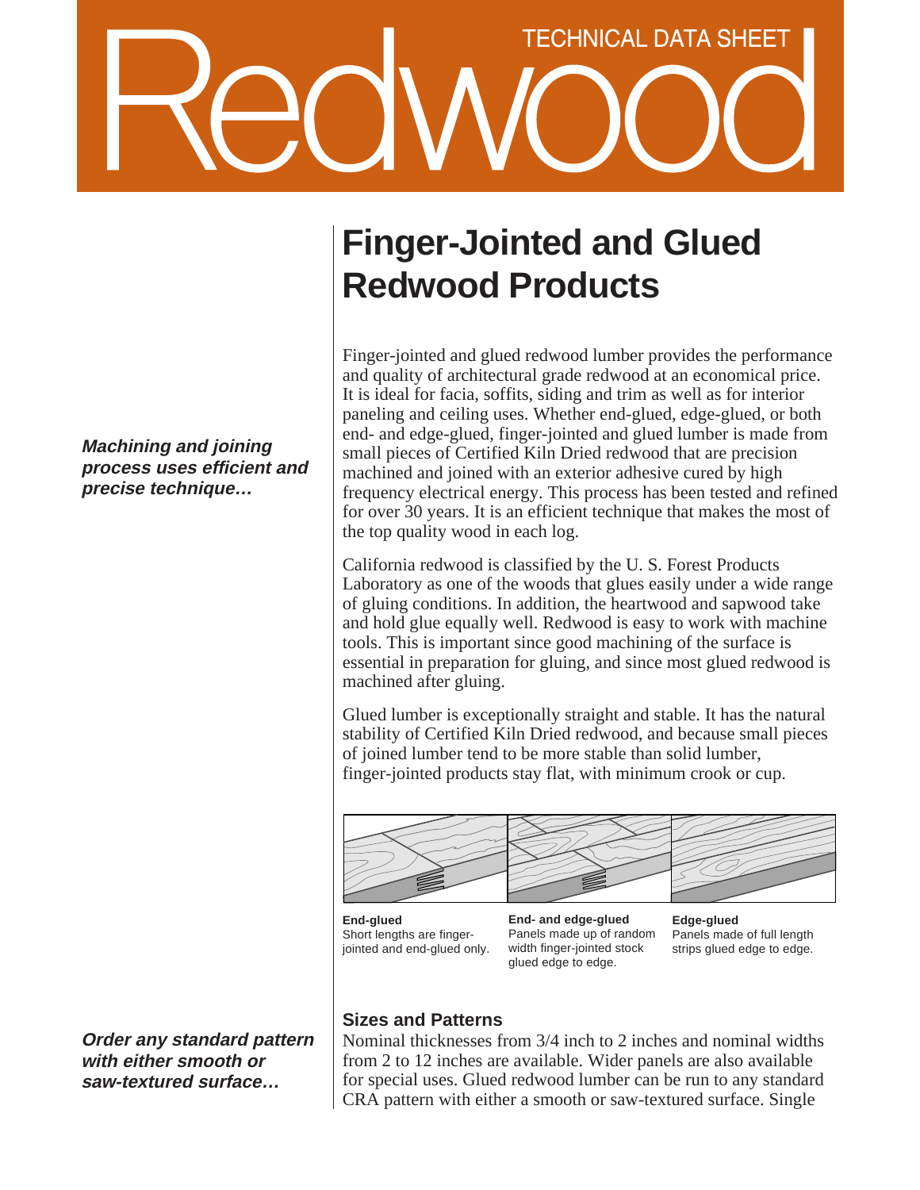# Redwood

TECHNICAL DATA SHEET

## Finger-Jointed and Glued Redwood Products

*Machining and joining process uses efficient and precise technique…*

Finger-jointed and glued redwood lumber provides the performance and quality of architectural grade redwood at an economical price. It is ideal for facia, soffits, siding and trim as well as for interior paneling and ceiling uses. Whether end-glued, edge-glued, or both end- and edge-glued, finger-jointed and glued lumber is made from small pieces of Certified Kiln Dried redwood that are precision machined and joined with an exterior adhesive cured by high frequency electrical energy. This process has been tested and refined for over 30 years. It is an efficient technique that makes the most of the top quality wood in each log.

California redwood is classified by the U. S. Forest Products Laboratory as one of the woods that glues easily under a wide range of gluing conditions. In addition, the heartwood and sapwood take and hold glue equally well. Redwood is easy to work with machine tools. This is important since good machining of the surface is essential in preparation for gluing, and since most glued redwood is machined after gluing.

Glued lumber is exceptionally straight and stable. It has the natural stability of Certified Kiln Dried redwood, and because small pieces of joined lumber tend to be more stable than solid lumber, finger-jointed products stay flat, with minimum crook or cup.

**End-glued**
Short lengths are finger-jointed and end-glued only.

**End- and edge-glued**
Panels made up of random width finger-jointed stock glued edge to edge.

**Edge-glued**
Panels made of full length strips glued edge to edge.

*Order any standard pattern with either smooth or saw-textured surface…*

### Sizes and Patterns

Nominal thicknesses from 3/4 inch to 2 inches and nominal widths from 2 to 12 inches are available. Wider panels are also available for special uses. Glued redwood lumber can be run to any standard CRA pattern with either a smooth or saw-textured surface. Single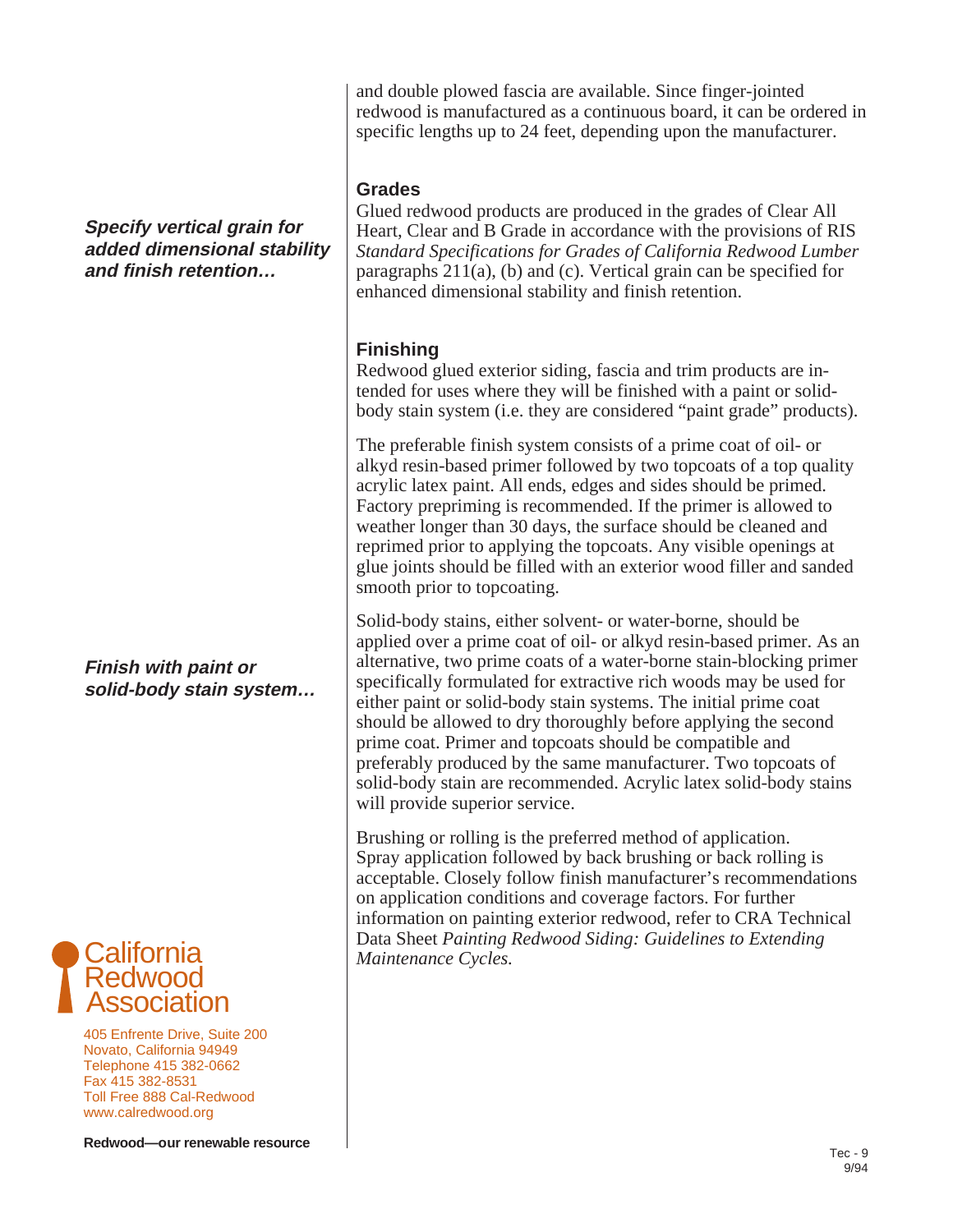and double plowed fascia are available. Since finger-jointed redwood is manufactured as a continuous board, it can be ordered in specific lengths up to 24 feet, depending upon the manufacturer.

### Grades

***Specify vertical grain for added dimensional stability and finish retention…***

Glued redwood products are produced in the grades of Clear All Heart, Clear and B Grade in accordance with the provisions of RIS *Standard Specifications for Grades of California Redwood Lumber* paragraphs 211(a), (b) and (c). Vertical grain can be specified for enhanced dimensional stability and finish retention.

### Finishing

Redwood glued exterior siding, fascia and trim products are intended for uses where they will be finished with a paint or solid-body stain system (i.e. they are considered “paint grade” products).

The preferable finish system consists of a prime coat of oil- or alkyd resin-based primer followed by two topcoats of a top quality acrylic latex paint. All ends, edges and sides should be primed. Factory prepriming is recommended. If the primer is allowed to weather longer than 30 days, the surface should be cleaned and reprimed prior to applying the topcoats. Any visible openings at glue joints should be filled with an exterior wood filler and sanded smooth prior to topcoating.

***Finish with paint or solid-body stain system…***

Solid-body stains, either solvent- or water-borne, should be applied over a prime coat of oil- or alkyd resin-based primer. As an alternative, two prime coats of a water-borne stain-blocking primer specifically formulated for extractive rich woods may be used for either paint or solid-body stain systems. The initial prime coat should be allowed to dry thoroughly before applying the second prime coat. Primer and topcoats should be compatible and preferably produced by the same manufacturer. Two topcoats of solid-body stain are recommended. Acrylic latex solid-body stains will provide superior service.

Brushing or rolling is the preferred method of application. Spray application followed by back brushing or back rolling is acceptable. Closely follow finish manufacturer’s recommendations on application conditions and coverage factors. For further information on painting exterior redwood, refer to CRA Technical Data Sheet *Painting Redwood Siding: Guidelines to Extending Maintenance Cycles.*

California Redwood Association

405 Enfrente Drive, Suite 200
Novato, California 94949
Telephone 415 382-0662
Fax 415 382-8531
Toll Free 888 Cal-Redwood
www.calredwood.org

**Redwood—our renewable resource**

Tec - 9
9/94